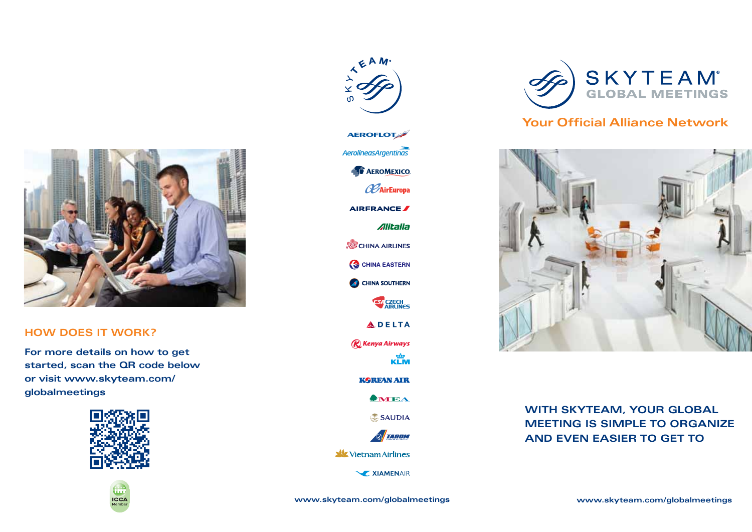## HOW DOES IT WORK?

**For more details on how to get started, scan the QR code below or visit www.skyteam.com/globalmeetings**

ICCA Member

SKYTEAM

- AEROFLOT
- AerolíneasArgentinas
- AEROMEXICO
- AirEuropa
- AIRFRANCE
- Alitalia
- CHINA AIRLINES
- CHINA EASTERN
- CHINA SOUTHERN
- CZECH AIRLINES
- DELTA
- Kenya Airways
- KLM
- KOREAN AIR
- MEA
- SAUDIA
- TAROM
- Vietnam Airlines
- XIAMENAIR

www.skyteam.com/globalmeetings

# SKYTEAM GLOBAL MEETINGS

## Your Official Alliance Network

### WITH SKYTEAM, YOUR GLOBAL MEETING IS SIMPLE TO ORGANIZE AND EVEN EASIER TO GET TO

www.skyteam.com/globalmeetings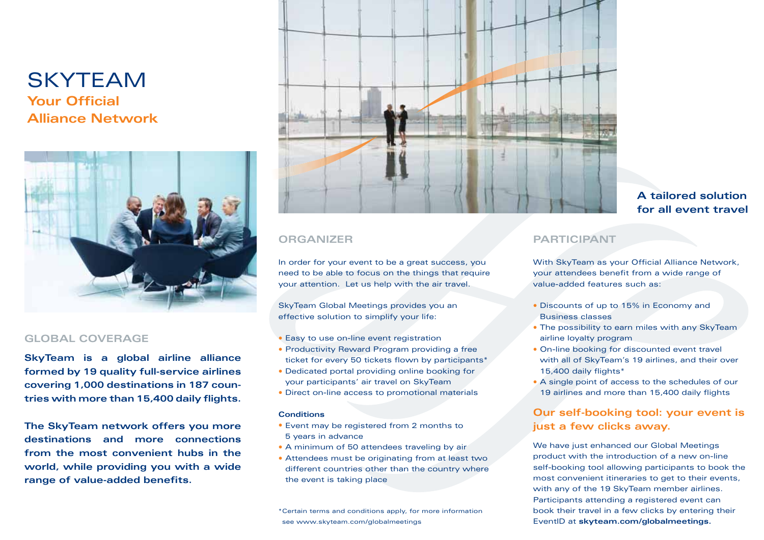# SKYTEAM

## Your Official Alliance Network

### GLOBAL COVERAGE

**SkyTeam is a global airline alliance formed by 19 quality full-service airlines covering 1,000 destinations in 187 countries with more than 15,400 daily flights.**

**The SkyTeam network offers you more destinations and more connections from the most convenient hubs in the world, while providing you with a wide range of value-added benefits.**

## A tailored solution for all event travel

### ORGANIZER

In order for your event to be a great success, you need to be able to focus on the things that require your attention. Let us help with the air travel.

SkyTeam Global Meetings provides you an effective solution to simplify your life:

- Easy to use on-line event registration
- Productivity Reward Program providing a free ticket for every 50 tickets flown by participants*
- Dedicated portal providing online booking for your participants' air travel on SkyTeam
- Direct on-line access to promotional materials

**Conditions**

- Event may be registered from 2 months to 5 years in advance
- A minimum of 50 attendees traveling by air
- Attendees must be originating from at least two different countries other than the country where the event is taking place

*Certain terms and conditions apply, for more information see www.skyteam.com/globalmeetings

### PARTICIPANT

With SkyTeam as your Official Alliance Network, your attendees benefit from a wide range of value-added features such as:

- Discounts of up to 15% in Economy and Business classes
- The possibility to earn miles with any SkyTeam airline loyalty program
- On-line booking for discounted event travel with all of SkyTeam's 19 airlines, and their over 15,400 daily flights*
- A single point of access to the schedules of our 19 airlines and more than 15,400 daily flights

### Our self-booking tool: your event is just a few clicks away.

We have just enhanced our Global Meetings product with the introduction of a new on-line self-booking tool allowing participants to book the most convenient itineraries to get to their events, with any of the 19 SkyTeam member airlines. Participants attending a registered event can book their travel in a few clicks by entering their EventID at **skyteam.com/globalmeetings.**